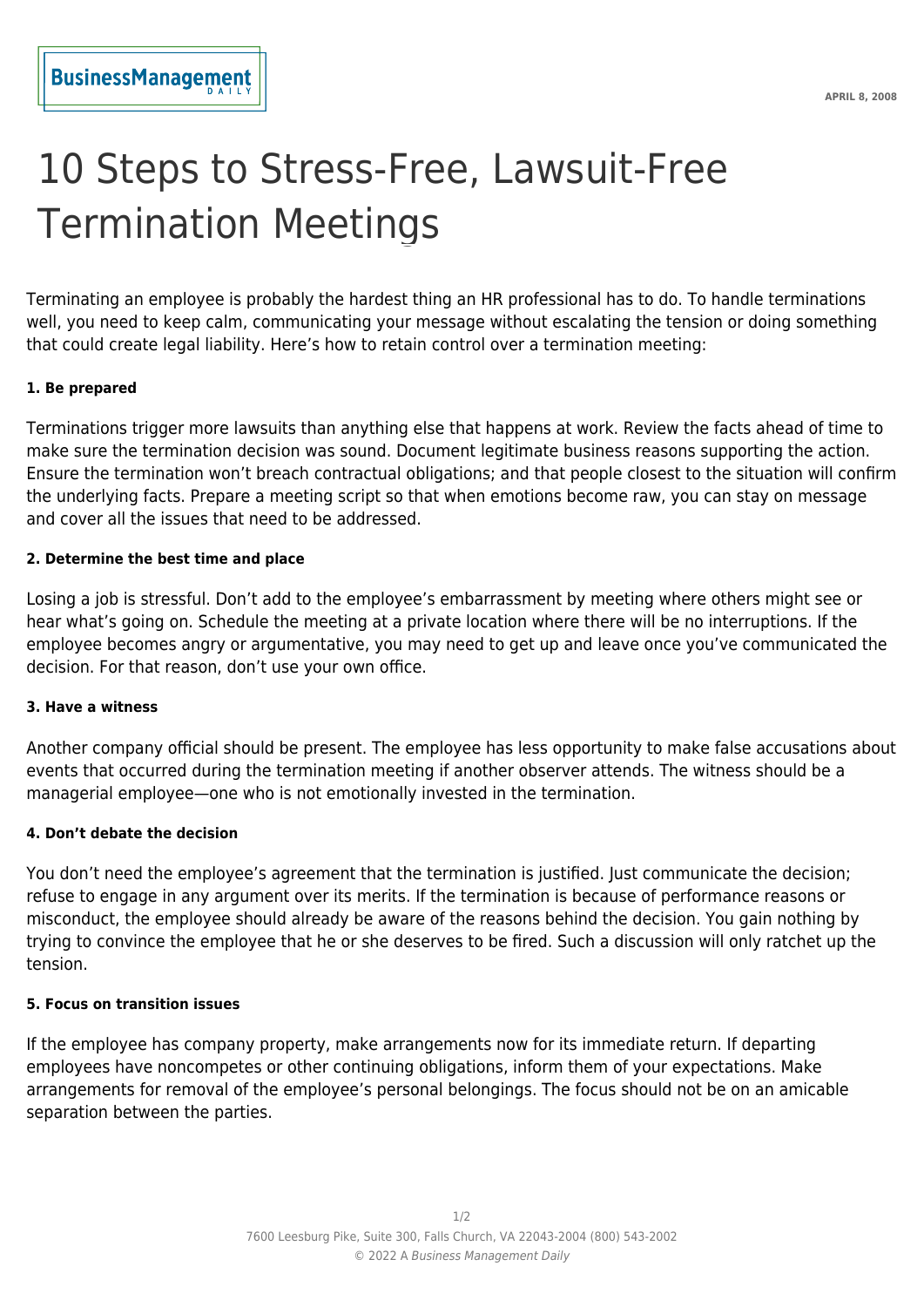# 10 Steps to Stress-Free, Lawsuit-Free Termination Meetings

Terminating an employee is probably the hardest thing an HR professional has to do. To handle terminations well, you need to keep calm, communicating your message without escalating the tension or doing something that could create legal liability. Here's how to retain control over a termination meeting:

**1. Be prepared**

Terminations trigger more lawsuits than anything else that happens at work. Review the facts ahead of time to make sure the termination decision was sound. Document legitimate business reasons supporting the action. Ensure the termination won't breach contractual obligations; and that people closest to the situation will confirm the underlying facts. Prepare a meeting script so that when emotions become raw, you can stay on message and cover all the issues that need to be addressed.

**2. Determine the best time and place**

Losing a job is stressful. Don't add to the employee's embarrassment by meeting where others might see or hear what's going on. Schedule the meeting at a private location where there will be no interruptions. If the employee becomes angry or argumentative, you may need to get up and leave once you've communicated the decision. For that reason, don't use your own office.

**3. Have a witness**

Another company official should be present. The employee has less opportunity to make false accusations about events that occurred during the termination meeting if another observer attends. The witness should be a managerial employee—one who is not emotionally invested in the termination.

**4. Don't debate the decision**

You don't need the employee's agreement that the termination is justified. Just communicate the decision; refuse to engage in any argument over its merits. If the termination is because of performance reasons or misconduct, the employee should already be aware of the reasons behind the decision. You gain nothing by trying to convince the employee that he or she deserves to be fired. Such a discussion will only ratchet up the tension.

**5. Focus on transition issues**

If the employee has company property, make arrangements now for its immediate return. If departing employees have noncompetes or other continuing obligations, inform them of your expectations. Make arrangements for removal of the employee's personal belongings. The focus should not be on an amicable separation between the parties.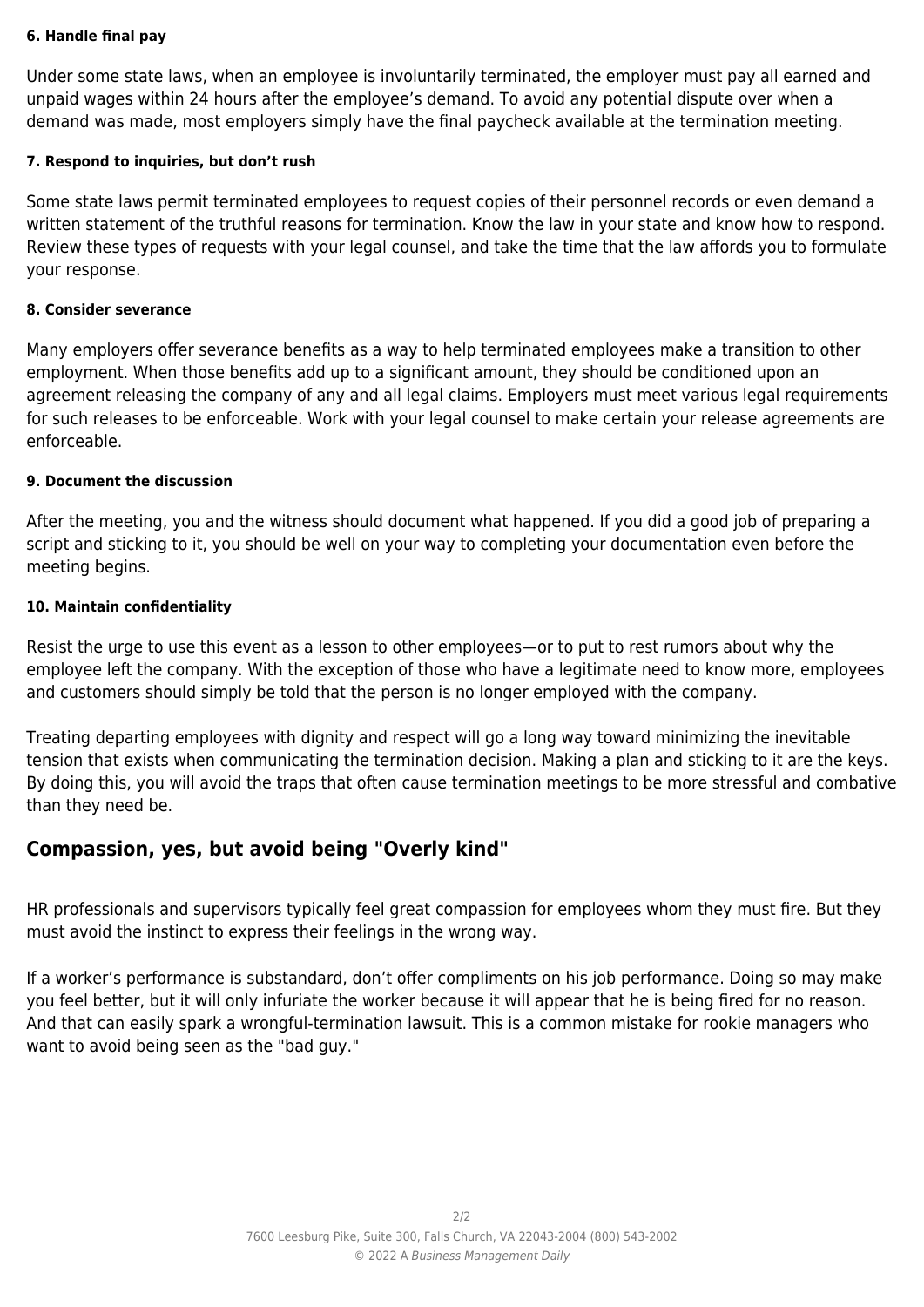**6. Handle final pay**

Under some state laws, when an employee is involuntarily terminated, the employer must pay all earned and unpaid wages within 24 hours after the employee's demand. To avoid any potential dispute over when a demand was made, most employers simply have the final paycheck available at the termination meeting.

**7. Respond to inquiries, but don't rush**

Some state laws permit terminated employees to request copies of their personnel records or even demand a written statement of the truthful reasons for termination. Know the law in your state and know how to respond. Review these types of requests with your legal counsel, and take the time that the law affords you to formulate your response.

**8. Consider severance**

Many employers offer severance benefits as a way to help terminated employees make a transition to other employment. When those benefits add up to a significant amount, they should be conditioned upon an agreement releasing the company of any and all legal claims. Employers must meet various legal requirements for such releases to be enforceable. Work with your legal counsel to make certain your release agreements are enforceable.

**9. Document the discussion**

After the meeting, you and the witness should document what happened. If you did a good job of preparing a script and sticking to it, you should be well on your way to completing your documentation even before the meeting begins.

**10. Maintain confidentiality**

Resist the urge to use this event as a lesson to other employees—or to put to rest rumors about why the employee left the company. With the exception of those who have a legitimate need to know more, employees and customers should simply be told that the person is no longer employed with the company.

Treating departing employees with dignity and respect will go a long way toward minimizing the inevitable tension that exists when communicating the termination decision. Making a plan and sticking to it are the keys. By doing this, you will avoid the traps that often cause termination meetings to be more stressful and combative than they need be.

## Compassion, yes, but avoid being "Overly kind"

HR professionals and supervisors typically feel great compassion for employees whom they must fire. But they must avoid the instinct to express their feelings in the wrong way.

If a worker's performance is substandard, don't offer compliments on his job performance. Doing so may make you feel better, but it will only infuriate the worker because it will appear that he is being fired for no reason. And that can easily spark a wrongful-termination lawsuit. This is a common mistake for rookie managers who want to avoid being seen as the "bad guy."